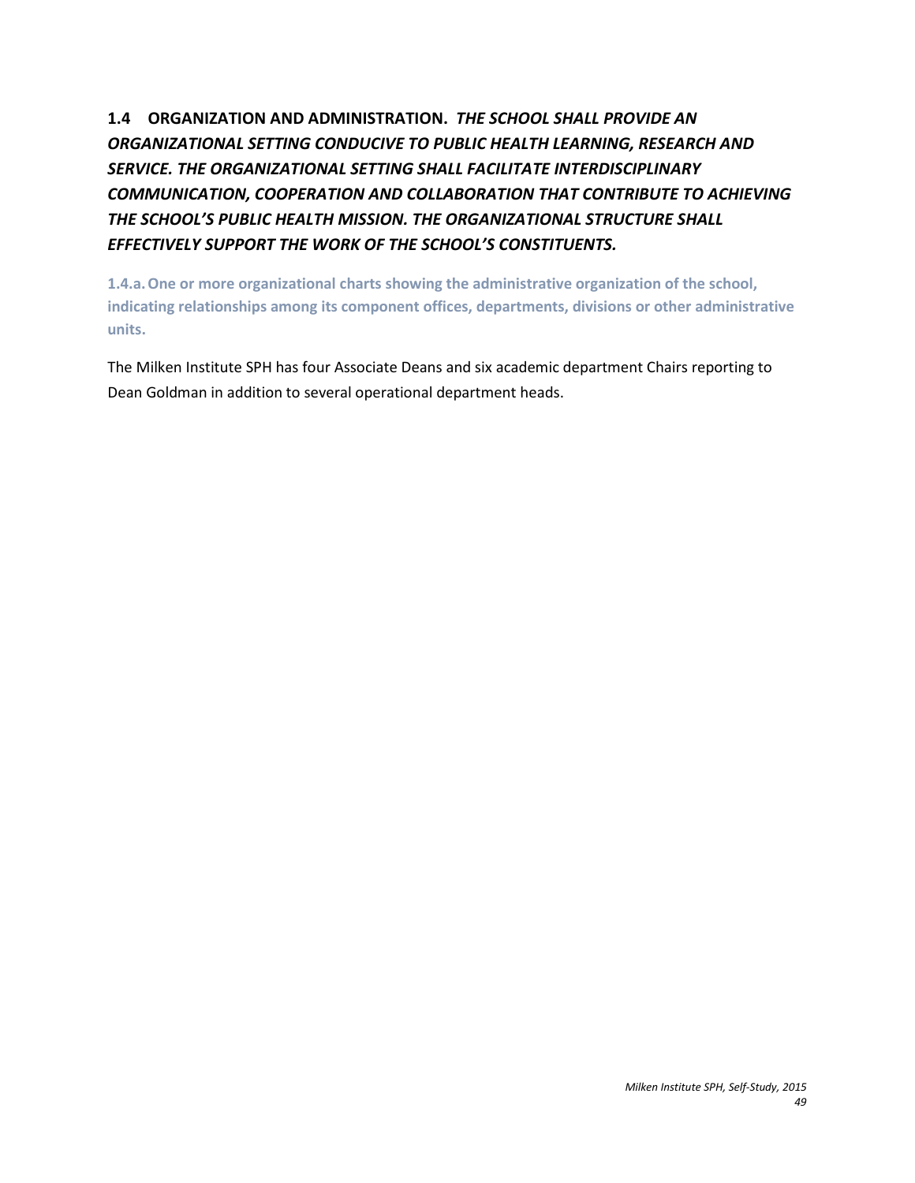## 1.4 ORGANIZATION AND ADMINISTRATION. *THE SCHOOL SHALL PROVIDE AN ORGANIZATIONAL SETTING CONDUCIVE TO PUBLIC HEALTH LEARNING, RESEARCH AND SERVICE. THE ORGANIZATIONAL SETTING SHALL FACILITATE INTERDISCIPLINARY COMMUNICATION, COOPERATION AND COLLABORATION THAT CONTRIBUTE TO ACHIEVING THE SCHOOL'S PUBLIC HEALTH MISSION. THE ORGANIZATIONAL STRUCTURE SHALL EFFECTIVELY SUPPORT THE WORK OF THE SCHOOL'S CONSTITUENTS.*

**1.4.a. One or more organizational charts showing the administrative organization of the school, indicating relationships among its component offices, departments, divisions or other administrative units.**

The Milken Institute SPH has four Associate Deans and six academic department Chairs reporting to Dean Goldman in addition to several operational department heads.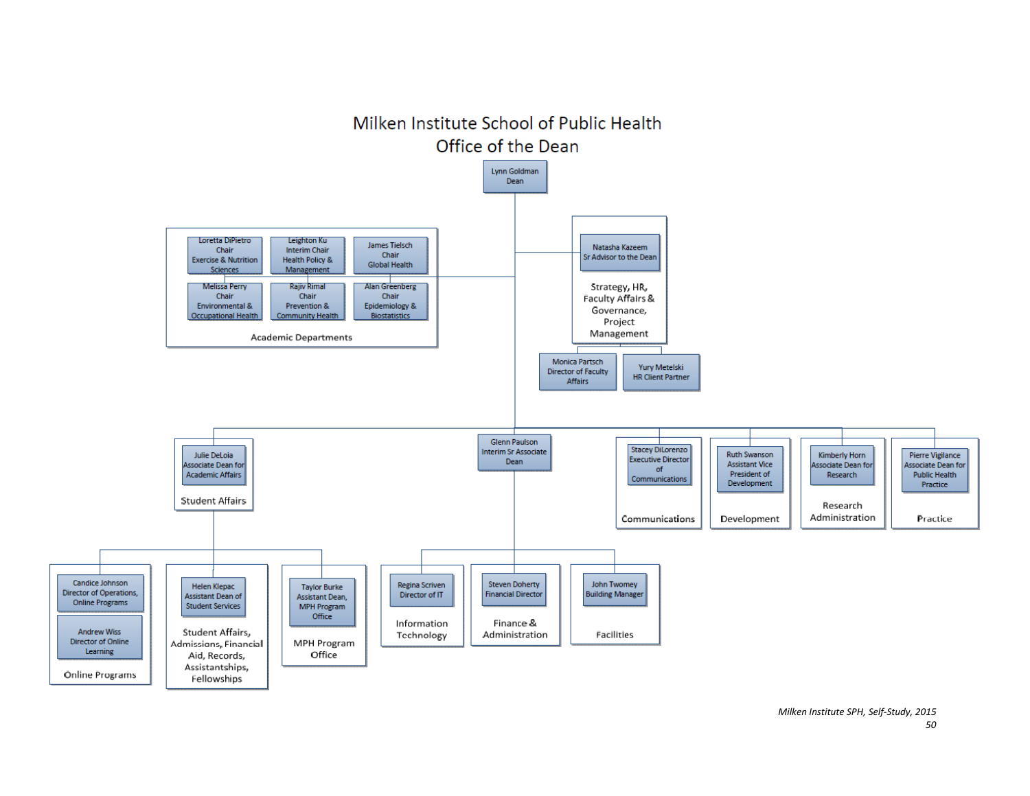# Milken Institute School of Public Health
## Office of the Dean

- **Lynn Goldman**, Dean
  - **Academic Departments**
    - Loretta DiPietro, Chair, Exercise & Nutrition Sciences
    - Leighton Ku, Interim Chair, Health Policy & Management
    - James Tielsch, Chair, Global Health
    - Melissa Perry, Chair, Environmental & Occupational Health
    - Rajiv Rimal, Chair, Prevention & Community Health
    - Alan Greenberg, Chair, Epidemiology & Biostatistics
  - **Strategy, HR, Faculty Affairs & Governance, Project Management**
    - Natasha Kazeem, Sr Advisor to the Dean
      - Monica Partsch, Director of Faculty Affairs
      - Yury Metelski, HR Client Partner
  - **Student Affairs**
    - Julie DeLoia, Associate Dean for Academic Affairs
      - **Online Programs**
        - Candice Johnson, Director of Operations, Online Programs
        - Andrew Wiss, Director of Online Learning
      - **Student Affairs, Admissions, Financial Aid, Records, Assistantships, Fellowships**
        - Helen Klepac, Assistant Dean of Student Services
      - **MPH Program Office**
        - Taylor Burke, Assistant Dean, MPH Program Office
  - Glenn Paulson, Interim Sr Associate Dean
    - **Information Technology**
      - Regina Scriven, Director of IT
    - **Finance & Administration**
      - Steven Doherty, Financial Director
    - **Facilities**
      - John Twomey, Building Manager
  - **Communications**
    - Stacey DiLorenzo, Executive Director of Communications
  - **Development**
    - Ruth Swanson, Assistant Vice President of Development
  - **Research Administration**
    - Kimberly Horn, Associate Dean for Research
  - **Practice**
    - Pierre Vigilance, Associate Dean for Public Health Practice

*Milken Institute SPH, Self-Study, 2015*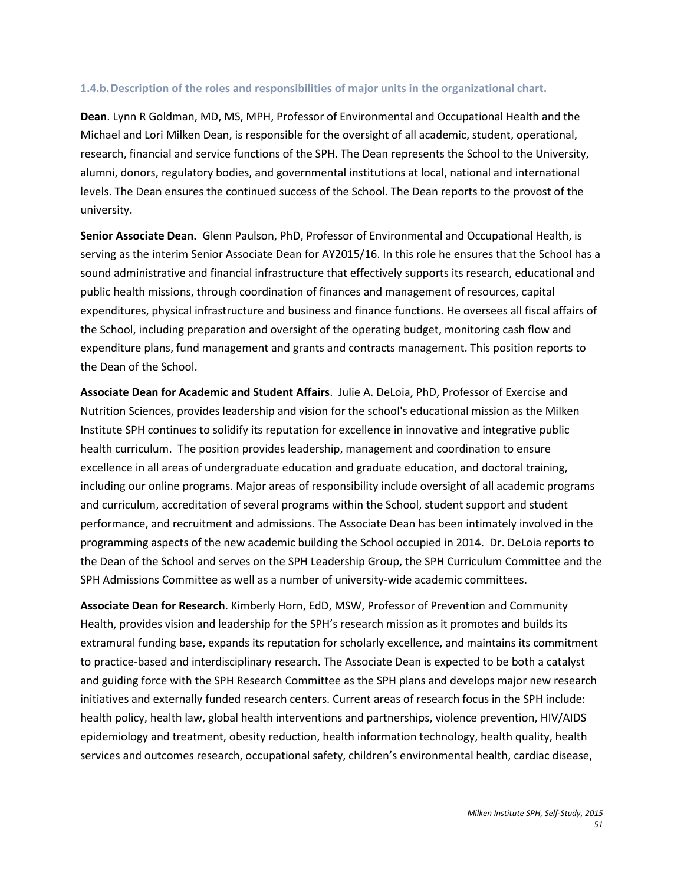### 1.4.b. Description of the roles and responsibilities of major units in the organizational chart.

**Dean**. Lynn R Goldman, MD, MS, MPH, Professor of Environmental and Occupational Health and the Michael and Lori Milken Dean, is responsible for the oversight of all academic, student, operational, research, financial and service functions of the SPH. The Dean represents the School to the University, alumni, donors, regulatory bodies, and governmental institutions at local, national and international levels. The Dean ensures the continued success of the School. The Dean reports to the provost of the university.

**Senior Associate Dean.** Glenn Paulson, PhD, Professor of Environmental and Occupational Health, is serving as the interim Senior Associate Dean for AY2015/16. In this role he ensures that the School has a sound administrative and financial infrastructure that effectively supports its research, educational and public health missions, through coordination of finances and management of resources, capital expenditures, physical infrastructure and business and finance functions. He oversees all fiscal affairs of the School, including preparation and oversight of the operating budget, monitoring cash flow and expenditure plans, fund management and grants and contracts management. This position reports to the Dean of the School.

**Associate Dean for Academic and Student Affairs**. Julie A. DeLoia, PhD, Professor of Exercise and Nutrition Sciences, provides leadership and vision for the school's educational mission as the Milken Institute SPH continues to solidify its reputation for excellence in innovative and integrative public health curriculum. The position provides leadership, management and coordination to ensure excellence in all areas of undergraduate education and graduate education, and doctoral training, including our online programs. Major areas of responsibility include oversight of all academic programs and curriculum, accreditation of several programs within the School, student support and student performance, and recruitment and admissions. The Associate Dean has been intimately involved in the programming aspects of the new academic building the School occupied in 2014. Dr. DeLoia reports to the Dean of the School and serves on the SPH Leadership Group, the SPH Curriculum Committee and the SPH Admissions Committee as well as a number of university-wide academic committees.

**Associate Dean for Research**. Kimberly Horn, EdD, MSW, Professor of Prevention and Community Health, provides vision and leadership for the SPH's research mission as it promotes and builds its extramural funding base, expands its reputation for scholarly excellence, and maintains its commitment to practice-based and interdisciplinary research. The Associate Dean is expected to be both a catalyst and guiding force with the SPH Research Committee as the SPH plans and develops major new research initiatives and externally funded research centers. Current areas of research focus in the SPH include: health policy, health law, global health interventions and partnerships, violence prevention, HIV/AIDS epidemiology and treatment, obesity reduction, health information technology, health quality, health services and outcomes research, occupational safety, children's environmental health, cardiac disease,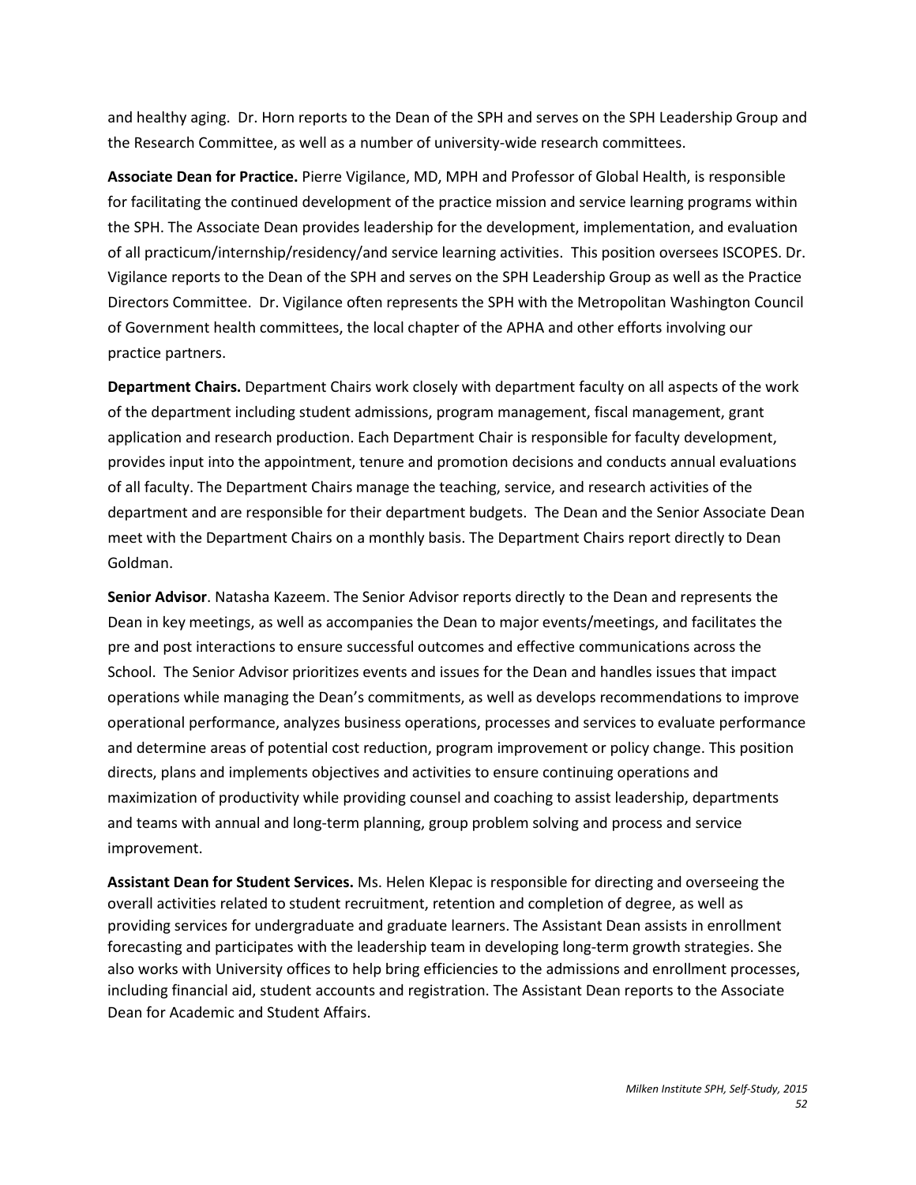and healthy aging. Dr. Horn reports to the Dean of the SPH and serves on the SPH Leadership Group and the Research Committee, as well as a number of university-wide research committees.

**Associate Dean for Practice.** Pierre Vigilance, MD, MPH and Professor of Global Health, is responsible for facilitating the continued development of the practice mission and service learning programs within the SPH. The Associate Dean provides leadership for the development, implementation, and evaluation of all practicum/internship/residency/and service learning activities. This position oversees ISCOPES. Dr. Vigilance reports to the Dean of the SPH and serves on the SPH Leadership Group as well as the Practice Directors Committee. Dr. Vigilance often represents the SPH with the Metropolitan Washington Council of Government health committees, the local chapter of the APHA and other efforts involving our practice partners.

**Department Chairs.** Department Chairs work closely with department faculty on all aspects of the work of the department including student admissions, program management, fiscal management, grant application and research production. Each Department Chair is responsible for faculty development, provides input into the appointment, tenure and promotion decisions and conducts annual evaluations of all faculty. The Department Chairs manage the teaching, service, and research activities of the department and are responsible for their department budgets. The Dean and the Senior Associate Dean meet with the Department Chairs on a monthly basis. The Department Chairs report directly to Dean Goldman.

**Senior Advisor**. Natasha Kazeem. The Senior Advisor reports directly to the Dean and represents the Dean in key meetings, as well as accompanies the Dean to major events/meetings, and facilitates the pre and post interactions to ensure successful outcomes and effective communications across the School. The Senior Advisor prioritizes events and issues for the Dean and handles issues that impact operations while managing the Dean's commitments, as well as develops recommendations to improve operational performance, analyzes business operations, processes and services to evaluate performance and determine areas of potential cost reduction, program improvement or policy change. This position directs, plans and implements objectives and activities to ensure continuing operations and maximization of productivity while providing counsel and coaching to assist leadership, departments and teams with annual and long-term planning, group problem solving and process and service improvement.

**Assistant Dean for Student Services.** Ms. Helen Klepac is responsible for directing and overseeing the overall activities related to student recruitment, retention and completion of degree, as well as providing services for undergraduate and graduate learners. The Assistant Dean assists in enrollment forecasting and participates with the leadership team in developing long-term growth strategies. She also works with University offices to help bring efficiencies to the admissions and enrollment processes, including financial aid, student accounts and registration. The Assistant Dean reports to the Associate Dean for Academic and Student Affairs.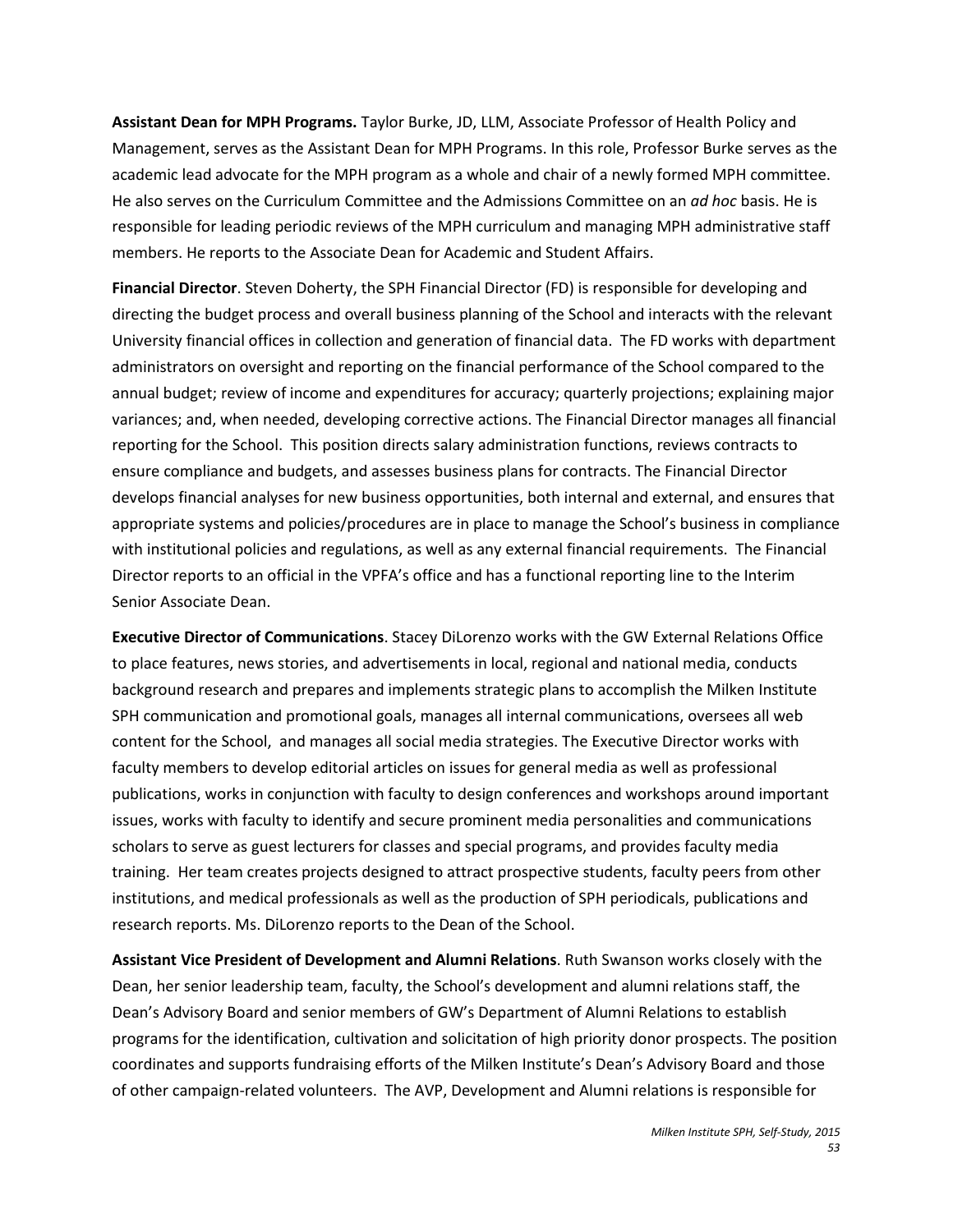**Assistant Dean for MPH Programs.** Taylor Burke, JD, LLM, Associate Professor of Health Policy and Management, serves as the Assistant Dean for MPH Programs. In this role, Professor Burke serves as the academic lead advocate for the MPH program as a whole and chair of a newly formed MPH committee. He also serves on the Curriculum Committee and the Admissions Committee on an *ad hoc* basis. He is responsible for leading periodic reviews of the MPH curriculum and managing MPH administrative staff members. He reports to the Associate Dean for Academic and Student Affairs.

**Financial Director**. Steven Doherty, the SPH Financial Director (FD) is responsible for developing and directing the budget process and overall business planning of the School and interacts with the relevant University financial offices in collection and generation of financial data. The FD works with department administrators on oversight and reporting on the financial performance of the School compared to the annual budget; review of income and expenditures for accuracy; quarterly projections; explaining major variances; and, when needed, developing corrective actions. The Financial Director manages all financial reporting for the School. This position directs salary administration functions, reviews contracts to ensure compliance and budgets, and assesses business plans for contracts. The Financial Director develops financial analyses for new business opportunities, both internal and external, and ensures that appropriate systems and policies/procedures are in place to manage the School's business in compliance with institutional policies and regulations, as well as any external financial requirements. The Financial Director reports to an official in the VPFA's office and has a functional reporting line to the Interim Senior Associate Dean.

**Executive Director of Communications**. Stacey DiLorenzo works with the GW External Relations Office to place features, news stories, and advertisements in local, regional and national media, conducts background research and prepares and implements strategic plans to accomplish the Milken Institute SPH communication and promotional goals, manages all internal communications, oversees all web content for the School, and manages all social media strategies. The Executive Director works with faculty members to develop editorial articles on issues for general media as well as professional publications, works in conjunction with faculty to design conferences and workshops around important issues, works with faculty to identify and secure prominent media personalities and communications scholars to serve as guest lecturers for classes and special programs, and provides faculty media training. Her team creates projects designed to attract prospective students, faculty peers from other institutions, and medical professionals as well as the production of SPH periodicals, publications and research reports. Ms. DiLorenzo reports to the Dean of the School.

**Assistant Vice President of Development and Alumni Relations**. Ruth Swanson works closely with the Dean, her senior leadership team, faculty, the School's development and alumni relations staff, the Dean's Advisory Board and senior members of GW's Department of Alumni Relations to establish programs for the identification, cultivation and solicitation of high priority donor prospects. The position coordinates and supports fundraising efforts of the Milken Institute's Dean's Advisory Board and those of other campaign-related volunteers. The AVP, Development and Alumni relations is responsible for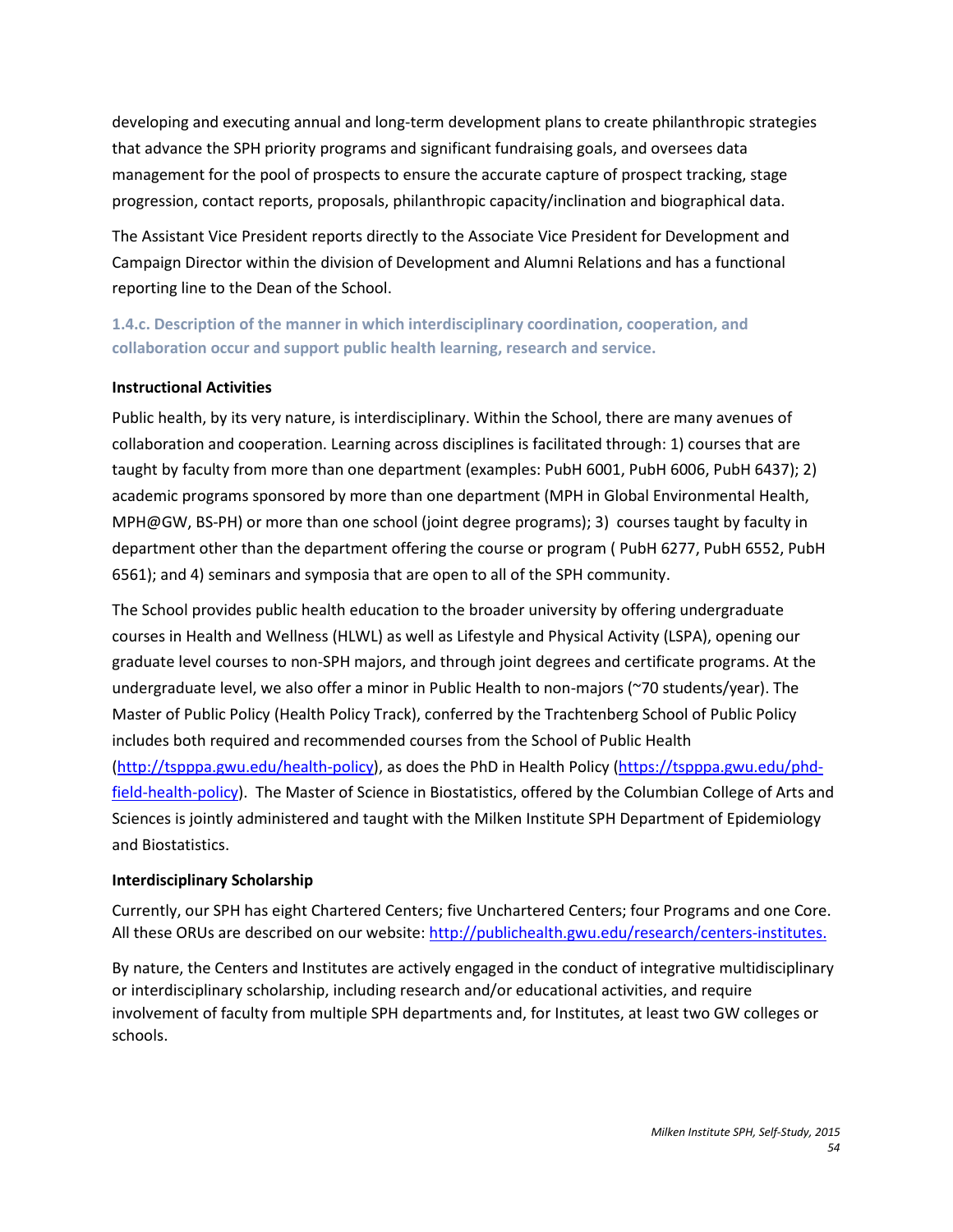developing and executing annual and long-term development plans to create philanthropic strategies that advance the SPH priority programs and significant fundraising goals, and oversees data management for the pool of prospects to ensure the accurate capture of prospect tracking, stage progression, contact reports, proposals, philanthropic capacity/inclination and biographical data.

The Assistant Vice President reports directly to the Associate Vice President for Development and Campaign Director within the division of Development and Alumni Relations and has a functional reporting line to the Dean of the School.

### 1.4.c. Description of the manner in which interdisciplinary coordination, cooperation, and collaboration occur and support public health learning, research and service.

**Instructional Activities**

Public health, by its very nature, is interdisciplinary. Within the School, there are many avenues of collaboration and cooperation. Learning across disciplines is facilitated through: 1) courses that are taught by faculty from more than one department (examples: PubH 6001, PubH 6006, PubH 6437); 2) academic programs sponsored by more than one department (MPH in Global Environmental Health, MPH@GW, BS-PH) or more than one school (joint degree programs); 3) courses taught by faculty in department other than the department offering the course or program ( PubH 6277, PubH 6552, PubH 6561); and 4) seminars and symposia that are open to all of the SPH community.

The School provides public health education to the broader university by offering undergraduate courses in Health and Wellness (HLWL) as well as Lifestyle and Physical Activity (LSPA), opening our graduate level courses to non-SPH majors, and through joint degrees and certificate programs. At the undergraduate level, we also offer a minor in Public Health to non-majors (~70 students/year). The Master of Public Policy (Health Policy Track), conferred by the Trachtenberg School of Public Policy includes both required and recommended courses from the School of Public Health (http://tspppa.gwu.edu/health-policy), as does the PhD in Health Policy (https://tspppa.gwu.edu/phd-field-health-policy). The Master of Science in Biostatistics, offered by the Columbian College of Arts and Sciences is jointly administered and taught with the Milken Institute SPH Department of Epidemiology and Biostatistics.

**Interdisciplinary Scholarship**

Currently, our SPH has eight Chartered Centers; five Unchartered Centers; four Programs and one Core. All these ORUs are described on our website: http://publichealth.gwu.edu/research/centers-institutes.

By nature, the Centers and Institutes are actively engaged in the conduct of integrative multidisciplinary or interdisciplinary scholarship, including research and/or educational activities, and require involvement of faculty from multiple SPH departments and, for Institutes, at least two GW colleges or schools.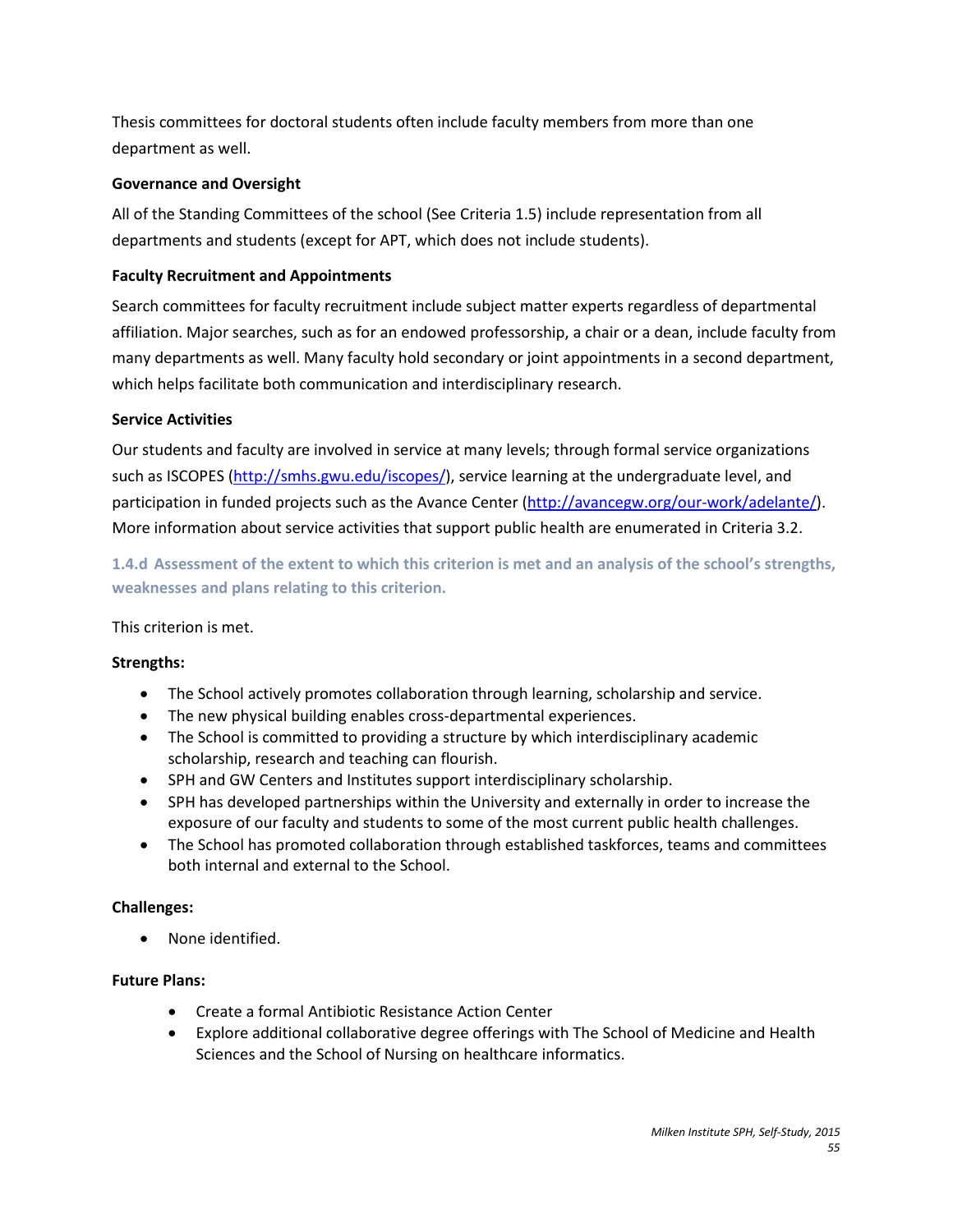Thesis committees for doctoral students often include faculty members from more than one department as well.

**Governance and Oversight**

All of the Standing Committees of the school (See Criteria 1.5) include representation from all departments and students (except for APT, which does not include students).

**Faculty Recruitment and Appointments**

Search committees for faculty recruitment include subject matter experts regardless of departmental affiliation. Major searches, such as for an endowed professorship, a chair or a dean, include faculty from many departments as well. Many faculty hold secondary or joint appointments in a second department, which helps facilitate both communication and interdisciplinary research.

**Service Activities**

Our students and faculty are involved in service at many levels; through formal service organizations such as ISCOPES (http://smhs.gwu.edu/iscopes/), service learning at the undergraduate level, and participation in funded projects such as the Avance Center (http://avancegw.org/our-work/adelante/). More information about service activities that support public health are enumerated in Criteria 3.2.

### 1.4.d Assessment of the extent to which this criterion is met and an analysis of the school's strengths, weaknesses and plans relating to this criterion.

This criterion is met.

**Strengths:**

- The School actively promotes collaboration through learning, scholarship and service.
- The new physical building enables cross-departmental experiences.
- The School is committed to providing a structure by which interdisciplinary academic scholarship, research and teaching can flourish.
- SPH and GW Centers and Institutes support interdisciplinary scholarship.
- SPH has developed partnerships within the University and externally in order to increase the exposure of our faculty and students to some of the most current public health challenges.
- The School has promoted collaboration through established taskforces, teams and committees both internal and external to the School.

**Challenges:**

- None identified.

**Future Plans:**

- Create a formal Antibiotic Resistance Action Center
- Explore additional collaborative degree offerings with The School of Medicine and Health Sciences and the School of Nursing on healthcare informatics.